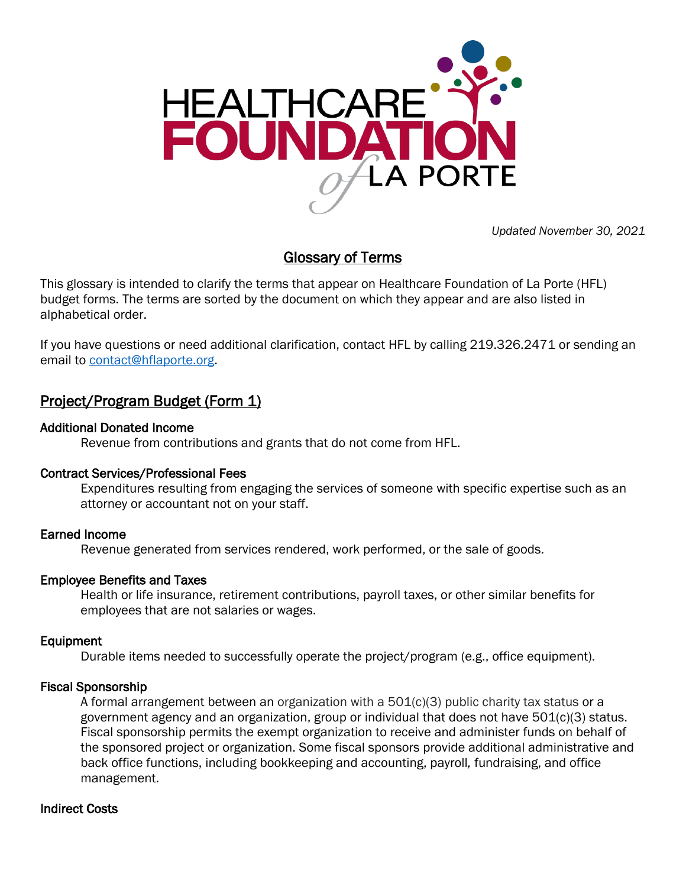*Updated November 30, 2021*

# Glossary of Terms

This glossary is intended to clarify the terms that appear on Healthcare Foundation of La Porte (HFL) budget forms. The terms are sorted by the document on which they appear and are also listed in alphabetical order.

If you have questions or need additional clarification, contact HFL by calling 219.326.2471 or sending an email to [contact@hflaporte.org](mailto:contact@hflaporte.org).

## Project/Program Budget (Form 1)

### Additional Donated Income

Revenue from contributions and grants that do not come from HFL.

### Contract Services/Professional Fees

Expenditures resulting from engaging the services of someone with specific expertise such as an attorney or accountant not on your staff.

### Earned Income

Revenue generated from services rendered, work performed, or the sale of goods.

### Employee Benefits and Taxes

Health or life insurance, retirement contributions, payroll taxes, or other similar benefits for employees that are not salaries or wages.

### Equipment

Durable items needed to successfully operate the project/program (e.g., office equipment).

### Fiscal Sponsorship

A formal arrangement between an organization with a 501(c)(3) public charity tax status or a government agency and an organization, group or individual that does not have 501(c)(3) status. Fiscal sponsorship permits the exempt organization to receive and administer funds on behalf of the sponsored project or organization. Some fiscal sponsors provide additional administrative and back office functions, including bookkeeping and accounting, payroll, fundraising, and office management.

### Indirect Costs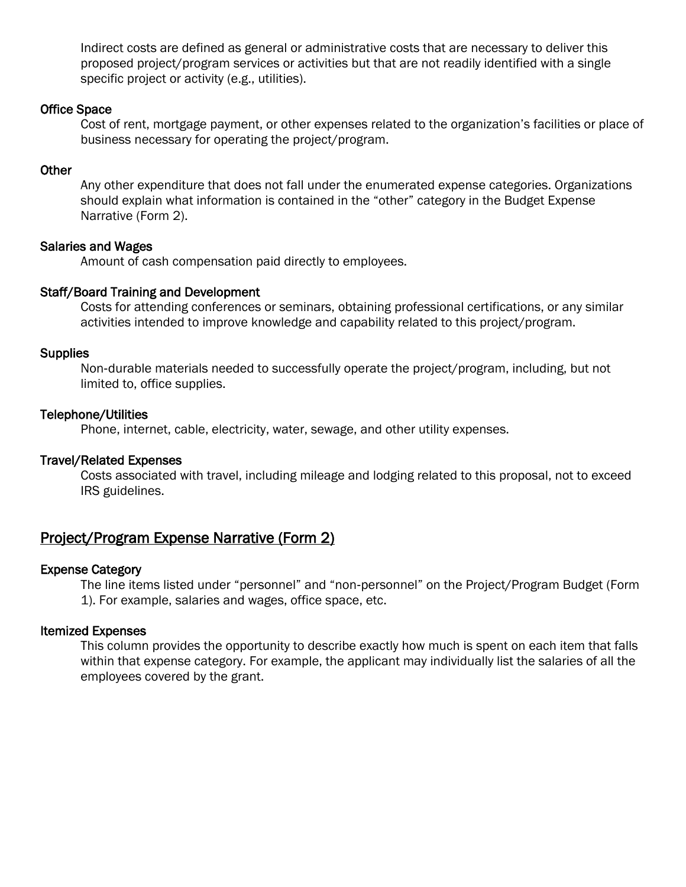Indirect costs are defined as general or administrative costs that are necessary to deliver this proposed project/program services or activities but that are not readily identified with a single specific project or activity (e.g., utilities).

**Office Space**

Cost of rent, mortgage payment, or other expenses related to the organization's facilities or place of business necessary for operating the project/program.

**Other**

Any other expenditure that does not fall under the enumerated expense categories. Organizations should explain what information is contained in the "other" category in the Budget Expense Narrative (Form 2).

**Salaries and Wages**

Amount of cash compensation paid directly to employees.

**Staff/Board Training and Development**

Costs for attending conferences or seminars, obtaining professional certifications, or any similar activities intended to improve knowledge and capability related to this project/program.

**Supplies**

Non-durable materials needed to successfully operate the project/program, including, but not limited to, office supplies.

**Telephone/Utilities**

Phone, internet, cable, electricity, water, sewage, and other utility expenses.

**Travel/Related Expenses**

Costs associated with travel, including mileage and lodging related to this proposal, not to exceed IRS guidelines.

## Project/Program Expense Narrative (Form 2)

**Expense Category**

The line items listed under "personnel" and "non-personnel" on the Project/Program Budget (Form 1). For example, salaries and wages, office space, etc.

**Itemized Expenses**

This column provides the opportunity to describe exactly how much is spent on each item that falls within that expense category. For example, the applicant may individually list the salaries of all the employees covered by the grant.